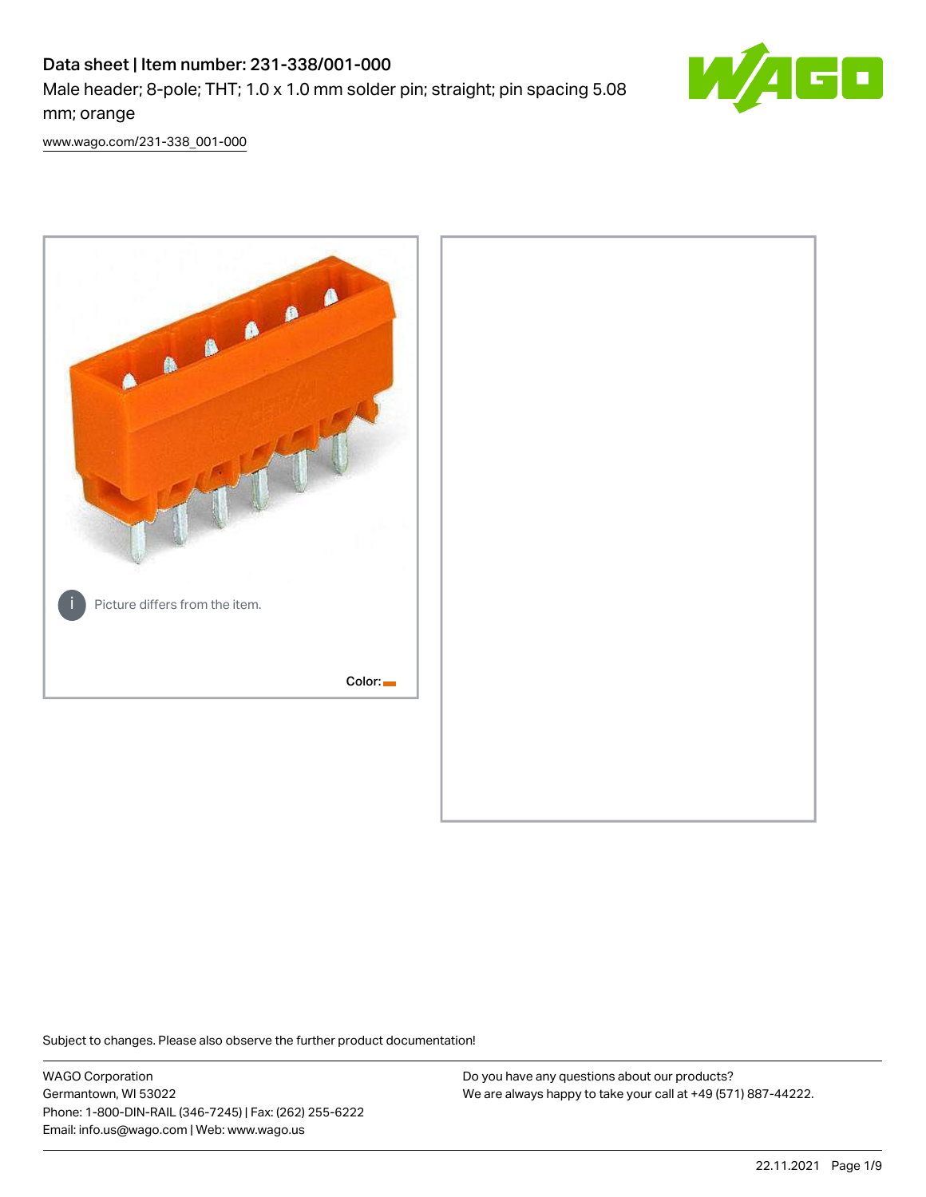# Data sheet | Item number: 231-338/001-000

Male header; 8-pole; THT; 1.0 x 1.0 mm solder pin; straight; pin spacing 5.08 mm; orange

www.wago.com/231-338_001-000

Picture differs from the item.

Color:

Subject to changes. Please also observe the further product documentation!

WAGO Corporation
Germantown, WI 53022
Phone: 1-800-DIN-RAIL (346-7245) | Fax: (262) 255-6222
Email: info.us@wago.com | Web: www.wago.us

Do you have any questions about our products?
We are always happy to take your call at +49 (571) 887-44222.

22.11.2021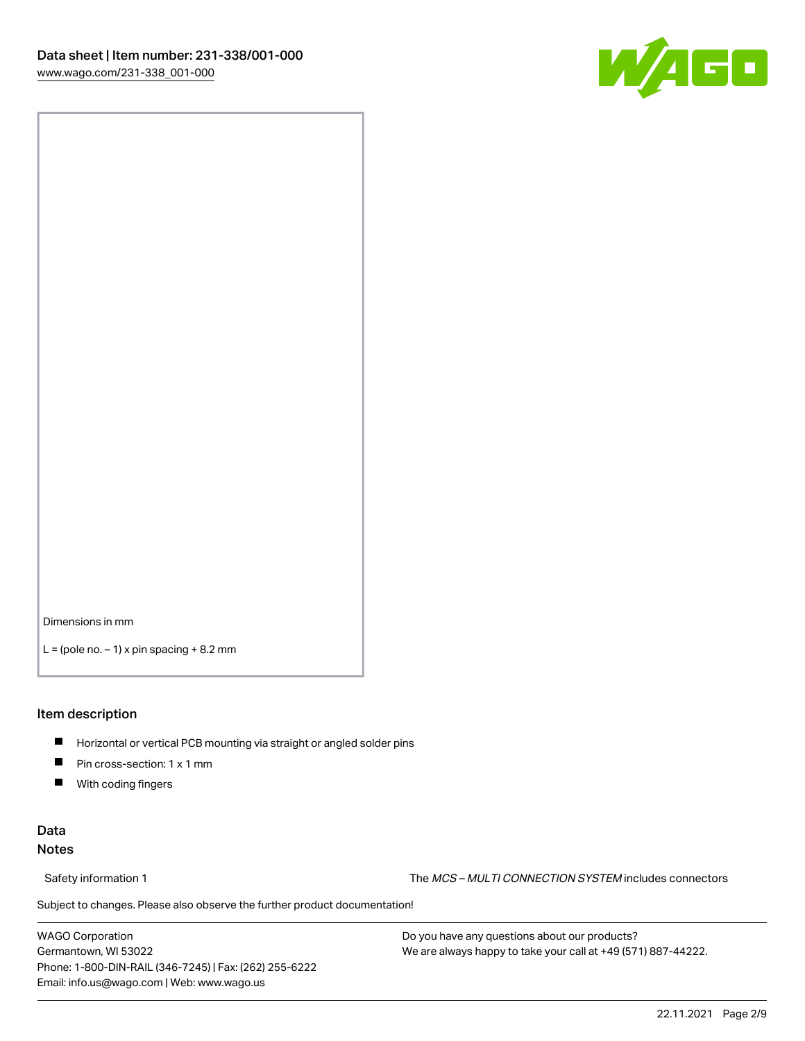Dimensions in mm

L = (pole no. – 1) x pin spacing + 8.2 mm

## Item description

- Horizontal or vertical PCB mounting via straight or angled solder pins
- Pin cross-section: 1 x 1 mm
- With coding fingers

## Data

### Notes

Safety information 1 — The *MCS – MULTI CONNECTION SYSTEM* includes connectors

Subject to changes. Please also observe the further product documentation!

WAGO Corporation
Germantown, WI 53022
Phone: 1-800-DIN-RAIL (346-7245) | Fax: (262) 255-6222
Email: info.us@wago.com | Web: www.wago.us

Do you have any questions about our products?
We are always happy to take your call at +49 (571) 887-44222.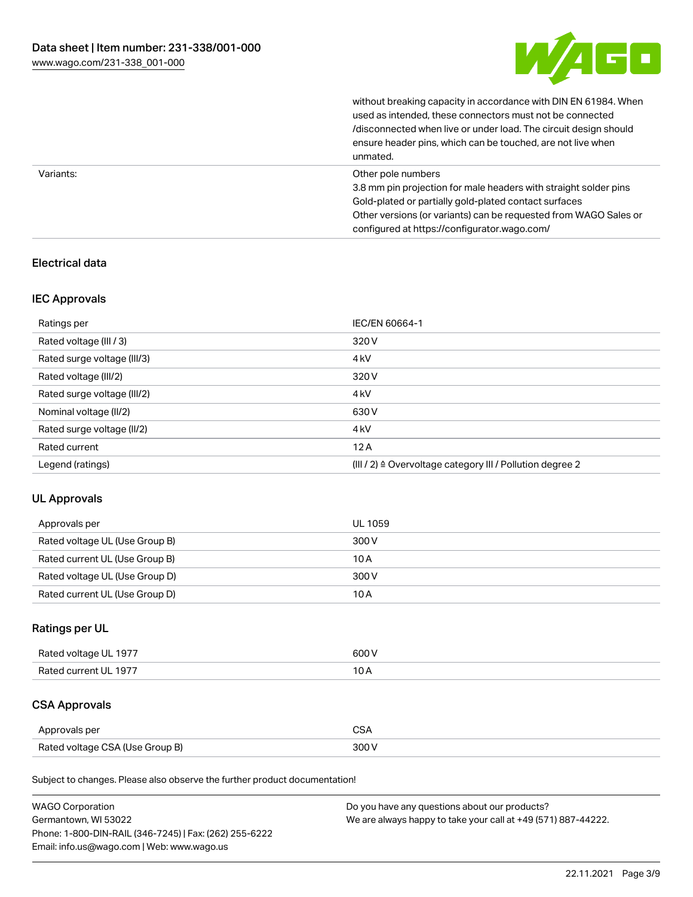| | |
|---|---|
| | without breaking capacity in accordance with DIN EN 61984. When used as intended, these connectors must not be connected /disconnected when live or under load. The circuit design should ensure header pins, which can be touched, are not live when unmated. |
| Variants: | Other pole numbers<br>3.8 mm pin projection for male headers with straight solder pins<br>Gold-plated or partially gold-plated contact surfaces<br>Other versions (or variants) can be requested from WAGO Sales or configured at https://configurator.wago.com/ |

## Electrical data

### IEC Approvals

| | |
|---|---|
| Ratings per | IEC/EN 60664-1 |
| Rated voltage (III / 3) | 320 V |
| Rated surge voltage (III/3) | 4 kV |
| Rated voltage (III/2) | 320 V |
| Rated surge voltage (III/2) | 4 kV |
| Nominal voltage (II/2) | 630 V |
| Rated surge voltage (II/2) | 4 kV |
| Rated current | 12 A |
| Legend (ratings) | (III / 2) ≙ Overvoltage category III / Pollution degree 2 |

### UL Approvals

| | |
|---|---|
| Approvals per | UL 1059 |
| Rated voltage UL (Use Group B) | 300 V |
| Rated current UL (Use Group B) | 10 A |
| Rated voltage UL (Use Group D) | 300 V |
| Rated current UL (Use Group D) | 10 A |

### Ratings per UL

| | |
|---|---|
| Rated voltage UL 1977 | 600 V |
| Rated current UL 1977 | 10 A |

### CSA Approvals

| | |
|---|---|
| Approvals per | CSA |
| Rated voltage CSA (Use Group B) | 300 V |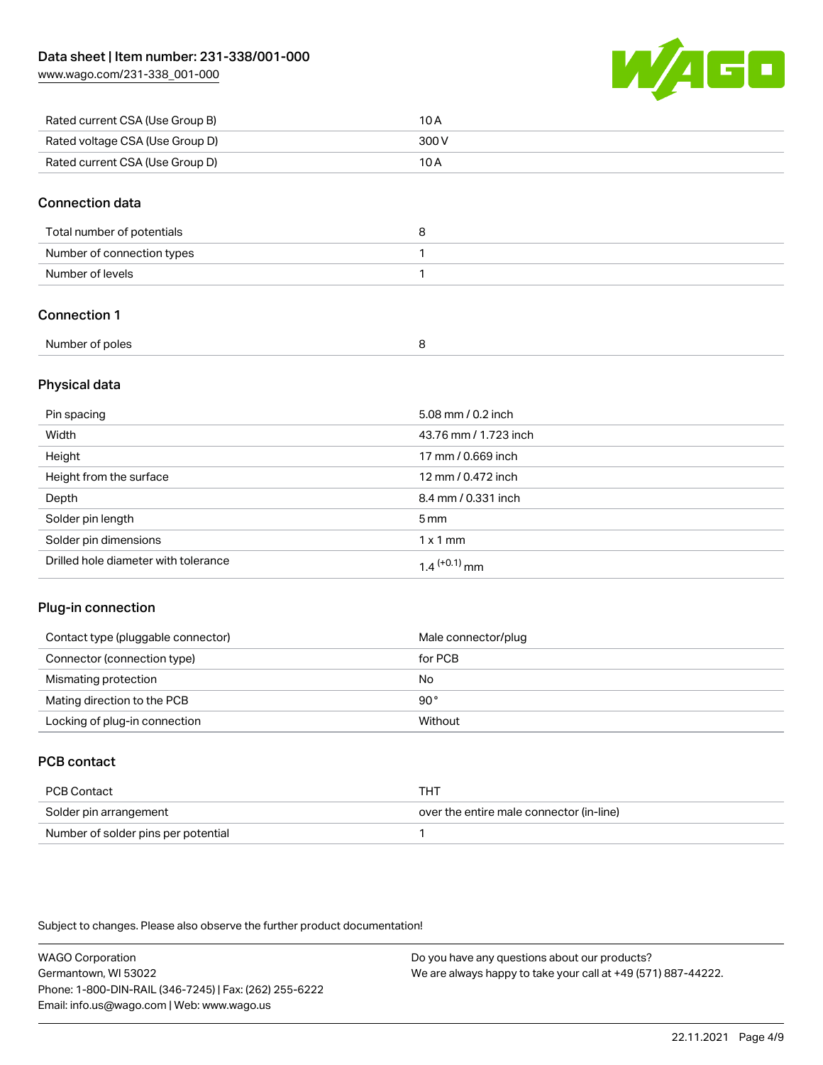| | |
|---|---|
| Rated current CSA (Use Group B) | 10 A |
| Rated voltage CSA (Use Group D) | 300 V |
| Rated current CSA (Use Group D) | 10 A |

## Connection data

| | |
|---|---|
| Total number of potentials | 8 |
| Number of connection types | 1 |
| Number of levels | 1 |

## Connection 1

| | |
|---|---|
| Number of poles | 8 |

## Physical data

| | |
|---|---|
| Pin spacing | 5.08 mm / 0.2 inch |
| Width | 43.76 mm / 1.723 inch |
| Height | 17 mm / 0.669 inch |
| Height from the surface | 12 mm / 0.472 inch |
| Depth | 8.4 mm / 0.331 inch |
| Solder pin length | 5 mm |
| Solder pin dimensions | 1 x 1 mm |
| Drilled hole diameter with tolerance | $1.4^{(+0.1)}$ mm |

## Plug-in connection

| | |
|---|---|
| Contact type (pluggable connector) | Male connector/plug |
| Connector (connection type) | for PCB |
| Mismating protection | No |
| Mating direction to the PCB | 90 ° |
| Locking of plug-in connection | Without |

## PCB contact

| | |
|---|---|
| PCB Contact | THT |
| Solder pin arrangement | over the entire male connector (in-line) |
| Number of solder pins per potential | 1 |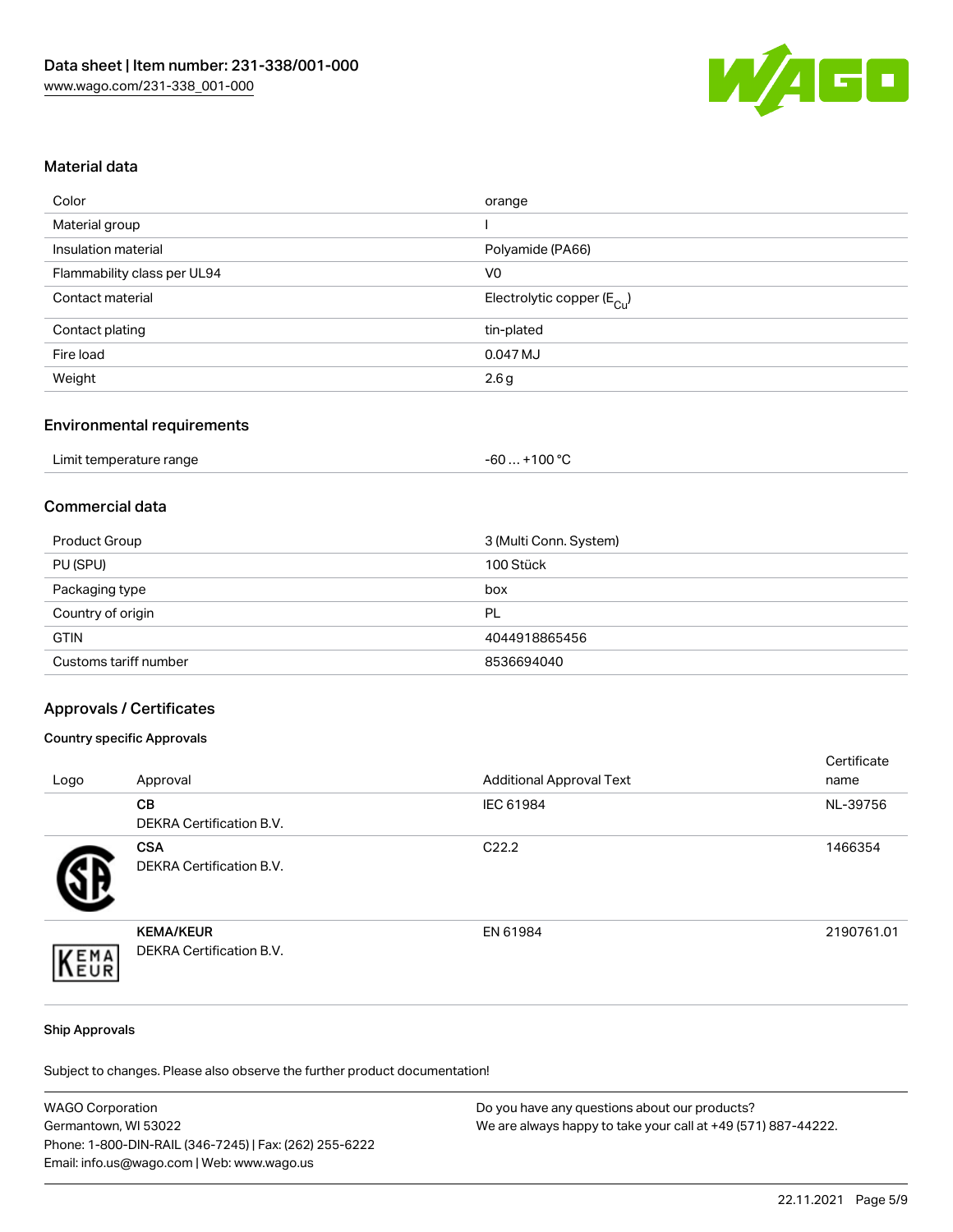Data sheet | Item number: 231-338/001-000
www.wago.com/231-338_001-000

## Material data

| | |
|---|---|
| Color | orange |
| Material group | I |
| Insulation material | Polyamide (PA66) |
| Flammability class per UL94 | V0 |
| Contact material | Electrolytic copper ($E_{Cu}$) |
| Contact plating | tin-plated |
| Fire load | 0.047 MJ |
| Weight | 2.6 g |

## Environmental requirements

| | |
|---|---|
| Limit temperature range | -60 … +100 °C |

## Commercial data

| | |
|---|---|
| Product Group | 3 (Multi Conn. System) |
| PU (SPU) | 100 Stück |
| Packaging type | box |
| Country of origin | PL |
| GTIN | 4044918865456 |
| Customs tariff number | 8536694040 |

## Approvals / Certificates

### Country specific Approvals

| Logo | Approval | Additional Approval Text | Certificate name |
|---|---|---|---|
| | **CB** DEKRA Certification B.V. | IEC 61984 | NL-39756 |
| | **CSA** DEKRA Certification B.V. | C22.2 | 1466354 |
| | **KEMA/KEUR** DEKRA Certification B.V. | EN 61984 | 2190761.01 |

### Ship Approvals

Subject to changes. Please also observe the further product documentation!

WAGO Corporation
Germantown, WI 53022
Phone: 1-800-DIN-RAIL (346-7245) | Fax: (262) 255-6222
Email: info.us@wago.com | Web: www.wago.us

Do you have any questions about our products?
We are always happy to take your call at +49 (571) 887-44222.

22.11.2021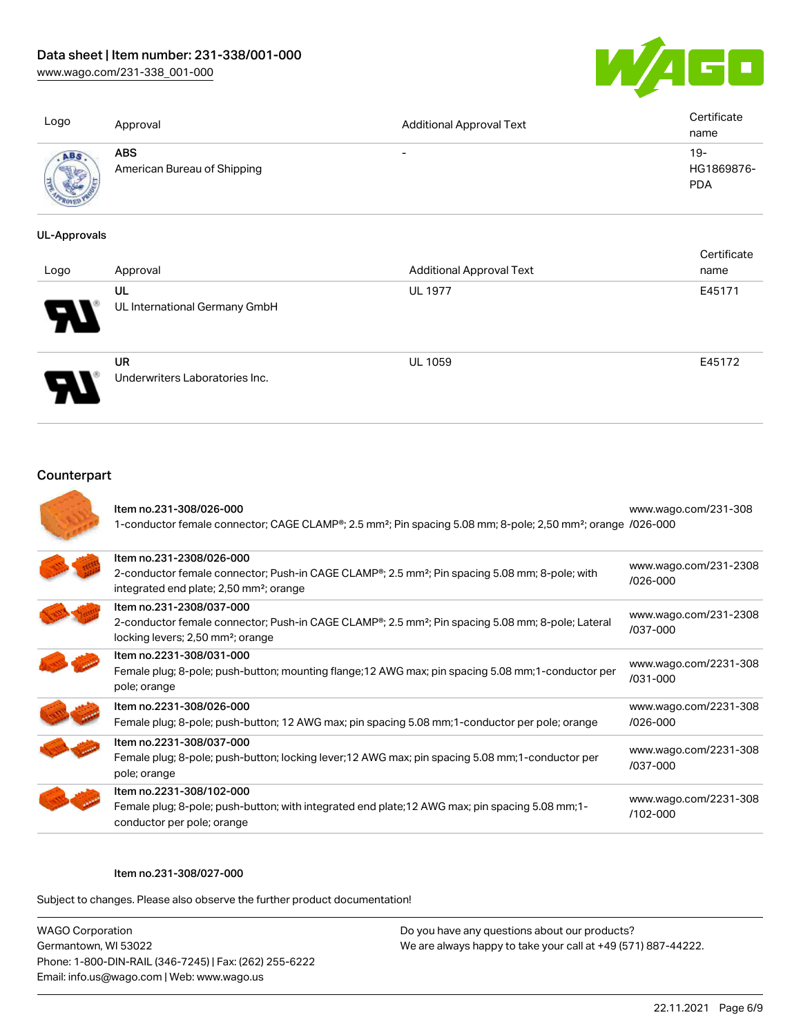| Logo | Approval | Additional Approval Text | Certificate name |
| --- | --- | --- | --- |
| | **ABS**<br>American Bureau of Shipping | - | 19-HG1869876-PDA |

**UL-Approvals**

| Logo | Approval | Additional Approval Text | Certificate name |
| --- | --- | --- | --- |
| | **UL**<br>UL International Germany GmbH | UL 1977 | E45171 |
| | **UR**<br>Underwriters Laboratories Inc. | UL 1059 | E45172 |

## Counterpart

| | Item | Link |
| --- | --- | --- |
| | **Item no.231-308/026-000**<br>1-conductor female connector; CAGE CLAMP®; 2.5 mm²; Pin spacing 5.08 mm; 8-pole; 2,50 mm²; orange | www.wago.com/231-308/026-000 |
| | **Item no.231-2308/026-000**<br>2-conductor female connector; Push-in CAGE CLAMP®; 2.5 mm²; Pin spacing 5.08 mm; 8-pole; with integrated end plate; 2,50 mm²; orange | www.wago.com/231-2308/026-000 |
| | **Item no.231-2308/037-000**<br>2-conductor female connector; Push-in CAGE CLAMP®; 2.5 mm²; Pin spacing 5.08 mm; 8-pole; Lateral locking levers; 2,50 mm²; orange | www.wago.com/231-2308/037-000 |
| | **Item no.2231-308/031-000**<br>Female plug; 8-pole; push-button; mounting flange;12 AWG max; pin spacing 5.08 mm;1-conductor per pole; orange | www.wago.com/2231-308/031-000 |
| | **Item no.2231-308/026-000**<br>Female plug; 8-pole; push-button; 12 AWG max; pin spacing 5.08 mm;1-conductor per pole; orange | www.wago.com/2231-308/026-000 |
| | **Item no.2231-308/037-000**<br>Female plug; 8-pole; push-button; locking lever;12 AWG max; pin spacing 5.08 mm;1-conductor per pole; orange | www.wago.com/2231-308/037-000 |
| | **Item no.2231-308/102-000**<br>Female plug; 8-pole; push-button; with integrated end plate;12 AWG max; pin spacing 5.08 mm;1-conductor per pole; orange | www.wago.com/2231-308/102-000 |

**Item no.231-308/027-000**

Subject to changes. Please also observe the further product documentation!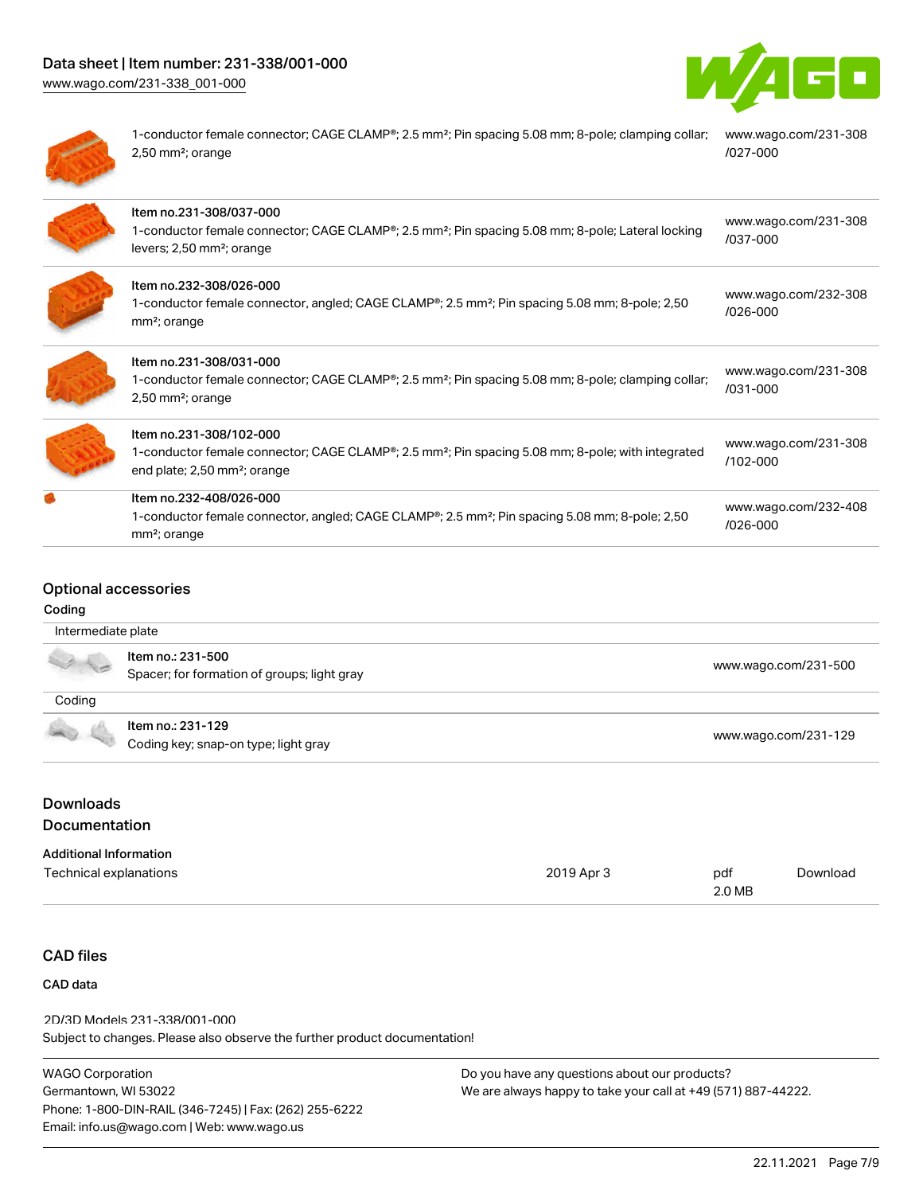| Description | Link |
|---|---|
| 1-conductor female connector; CAGE CLAMP®; 2.5 mm²; Pin spacing 5.08 mm; 8-pole; clamping collar; 2,50 mm²; orange | www.wago.com/231-308/027-000 |
| Item no.231-308/037-000<br>1-conductor female connector; CAGE CLAMP®; 2.5 mm²; Pin spacing 5.08 mm; 8-pole; Lateral locking levers; 2,50 mm²; orange | www.wago.com/231-308/037-000 |
| Item no.232-308/026-000<br>1-conductor female connector, angled; CAGE CLAMP®; 2.5 mm²; Pin spacing 5.08 mm; 8-pole; 2,50 mm²; orange | www.wago.com/232-308/026-000 |
| Item no.231-308/031-000<br>1-conductor female connector; CAGE CLAMP®; 2.5 mm²; Pin spacing 5.08 mm; 8-pole; clamping collar; 2,50 mm²; orange | www.wago.com/231-308/031-000 |
| Item no.231-308/102-000<br>1-conductor female connector; CAGE CLAMP®; 2.5 mm²; Pin spacing 5.08 mm; 8-pole; with integrated end plate; 2,50 mm²; orange | www.wago.com/231-308/102-000 |
| Item no.232-408/026-000<br>1-conductor female connector, angled; CAGE CLAMP®; 2.5 mm²; Pin spacing 5.08 mm; 8-pole; 2,50 mm²; orange | www.wago.com/232-408/026-000 |

## Optional accessories

### Coding

| Intermediate plate | |
|---|---|
| Item no.: 231-500<br>Spacer; for formation of groups; light gray | www.wago.com/231-500 |

| Coding | |
|---|---|
| Item no.: 231-129<br>Coding key; snap-on type; light gray | www.wago.com/231-129 |

## Downloads
## Documentation

### Additional Information

| Technical explanations | 2019 Apr 3 | pdf<br>2.0 MB | Download |
|---|---|---|---|

## CAD files

### CAD data

2D/3D Models 231-338/001-000

Subject to changes. Please also observe the further product documentation!

WAGO Corporation
Germantown, WI 53022
Phone: 1-800-DIN-RAIL (346-7245) | Fax: (262) 255-6222
Email: info.us@wago.com | Web: www.wago.us

Do you have any questions about our products?
We are always happy to take your call at +49 (571) 887-44222.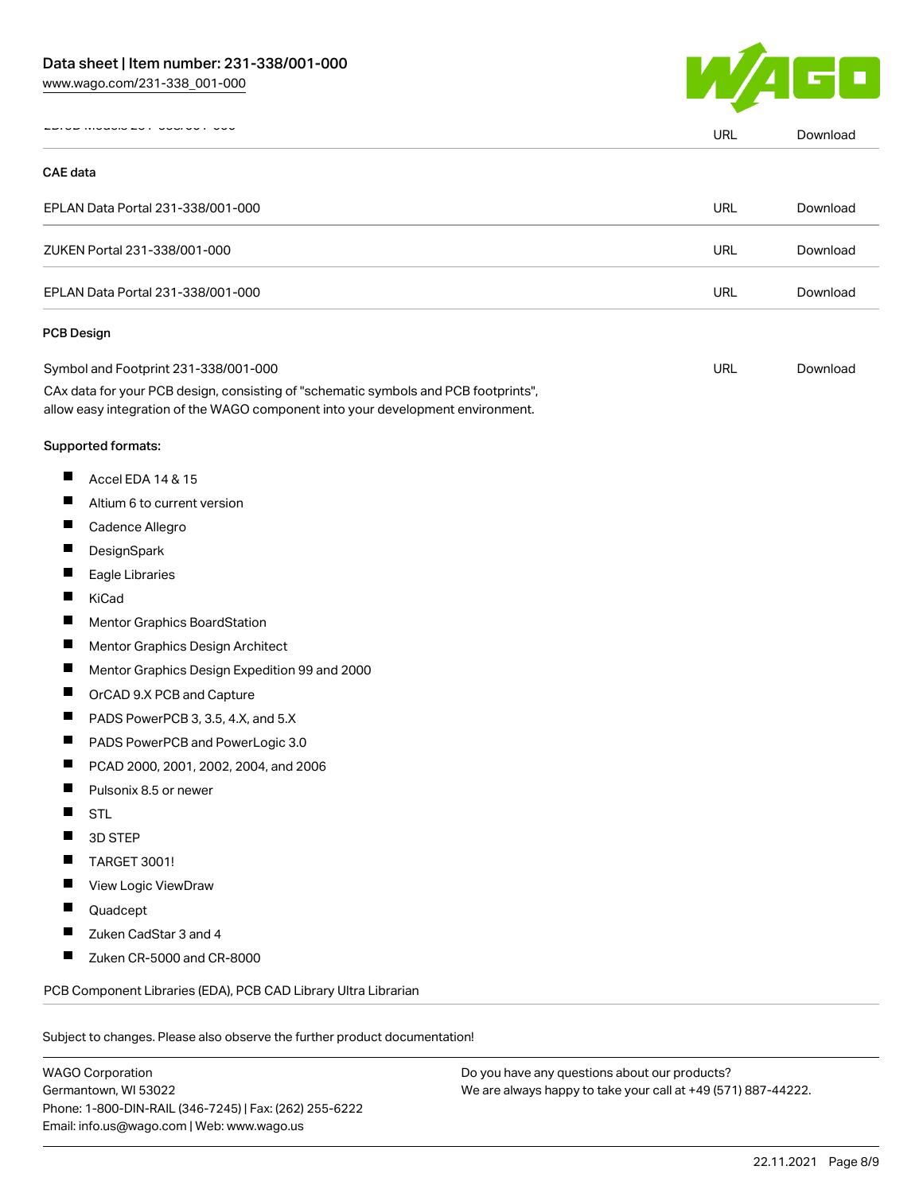| | | |
|---|---|---|
| EDA/CAD Models 231-338/001-000 | URL | Download |

**CAE data**

| | | |
|---|---|---|
| EPLAN Data Portal 231-338/001-000 | URL | Download |
| ZUKEN Portal 231-338/001-000 | URL | Download |
| EPLAN Data Portal 231-338/001-000 | URL | Download |

**PCB Design**

| | | |
|---|---|---|
| Symbol and Footprint 231-338/001-000 | URL | Download |

CAx data for your PCB design, consisting of "schematic symbols and PCB footprints", allow easy integration of the WAGO component into your development environment.

Supported formats:

- Accel EDA 14 & 15
- Altium 6 to current version
- Cadence Allegro
- DesignSpark
- Eagle Libraries
- KiCad
- Mentor Graphics BoardStation
- Mentor Graphics Design Architect
- Mentor Graphics Design Expedition 99 and 2000
- OrCAD 9.X PCB and Capture
- PADS PowerPCB 3, 3.5, 4.X, and 5.X
- PADS PowerPCB and PowerLogic 3.0
- PCAD 2000, 2001, 2002, 2004, and 2006
- Pulsonix 8.5 or newer
- STL
- 3D STEP
- TARGET 3001!
- View Logic ViewDraw
- Quadcept
- Zuken CadStar 3 and 4
- Zuken CR-5000 and CR-8000

PCB Component Libraries (EDA), PCB CAD Library Ultra Librarian

Subject to changes. Please also observe the further product documentation!

WAGO Corporation
Germantown, WI 53022
Phone: 1-800-DIN-RAIL (346-7245) | Fax: (262) 255-6222
Email: info.us@wago.com | Web: www.wago.us

Do you have any questions about our products?
We are always happy to take your call at +49 (571) 887-44222.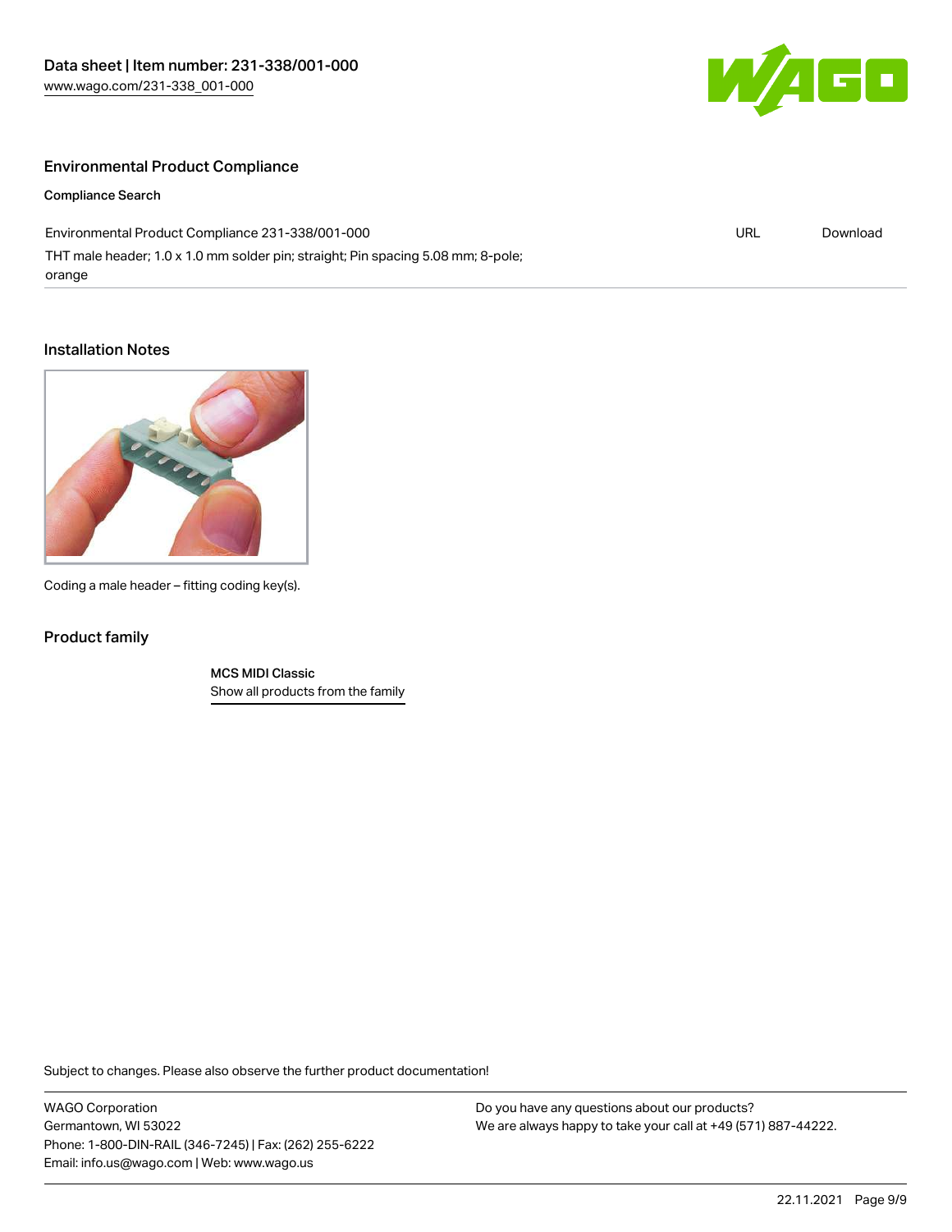## Environmental Product Compliance

### Compliance Search

| | | |
|---|---|---|
| Environmental Product Compliance 231-338/001-000 | URL | Download |
| THT male header; 1.0 x 1.0 mm solder pin; straight; Pin spacing 5.08 mm; 8-pole; orange | | |

## Installation Notes

Coding a male header – fitting coding key(s).

## Product family

**MCS MIDI Classic**
Show all products from the family

Subject to changes. Please also observe the further product documentation!

WAGO Corporation
Germantown, WI 53022
Phone: 1-800-DIN-RAIL (346-7245) | Fax: (262) 255-6222
Email: info.us@wago.com | Web: www.wago.us

Do you have any questions about our products?
We are always happy to take your call at +49 (571) 887-44222.